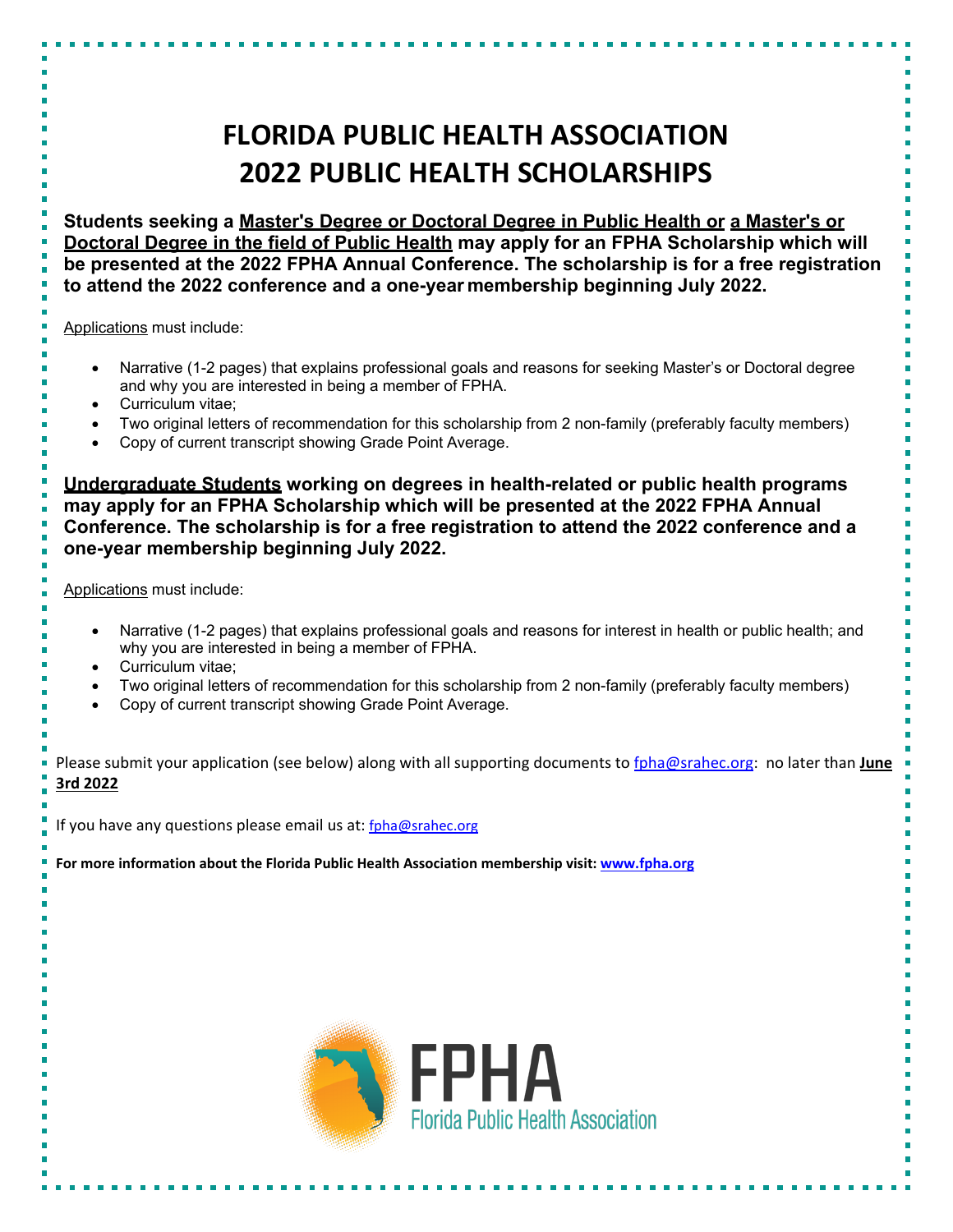// FLORIDA PUBLIC HEALTH ASSOCIATION
# 2022 PUBLIC HEALTH SCHOLARSHIPS

**Students seeking a Master's Degree or Doctoral Degree in Public Health or a Master's or Doctoral Degree in the field of Public Health may apply for an FPHA Scholarship which will be presented at the 2022 FPHA Annual Conference. The scholarship is for a free registration to attend the 2022 conference and a one-year membership beginning July 2022.**

Applications must include:

- Narrative (1-2 pages) that explains professional goals and reasons for seeking Master's or Doctoral degree and why you are interested in being a member of FPHA.
- Curriculum vitae;
- Two original letters of recommendation for this scholarship from 2 non-family (preferably faculty members)
- Copy of current transcript showing Grade Point Average.

**Undergraduate Students working on degrees in health-related or public health programs may apply for an FPHA Scholarship which will be presented at the 2022 FPHA Annual Conference. The scholarship is for a free registration to attend the 2022 conference and a one-year membership beginning July 2022.**

Applications must include:

- Narrative (1-2 pages) that explains professional goals and reasons for interest in health or public health; and why you are interested in being a member of FPHA.
- Curriculum vitae;
- Two original letters of recommendation for this scholarship from 2 non-family (preferably faculty members)
- Copy of current transcript showing Grade Point Average.

Please submit your application (see below) along with all supporting documents to fpha@srahec.org: no later than **June 3rd 2022**

If you have any questions please email us at: fpha@srahec.org

**For more information about the Florida Public Health Association membership visit: www.fpha.org**

FPHA
Florida Public Health Association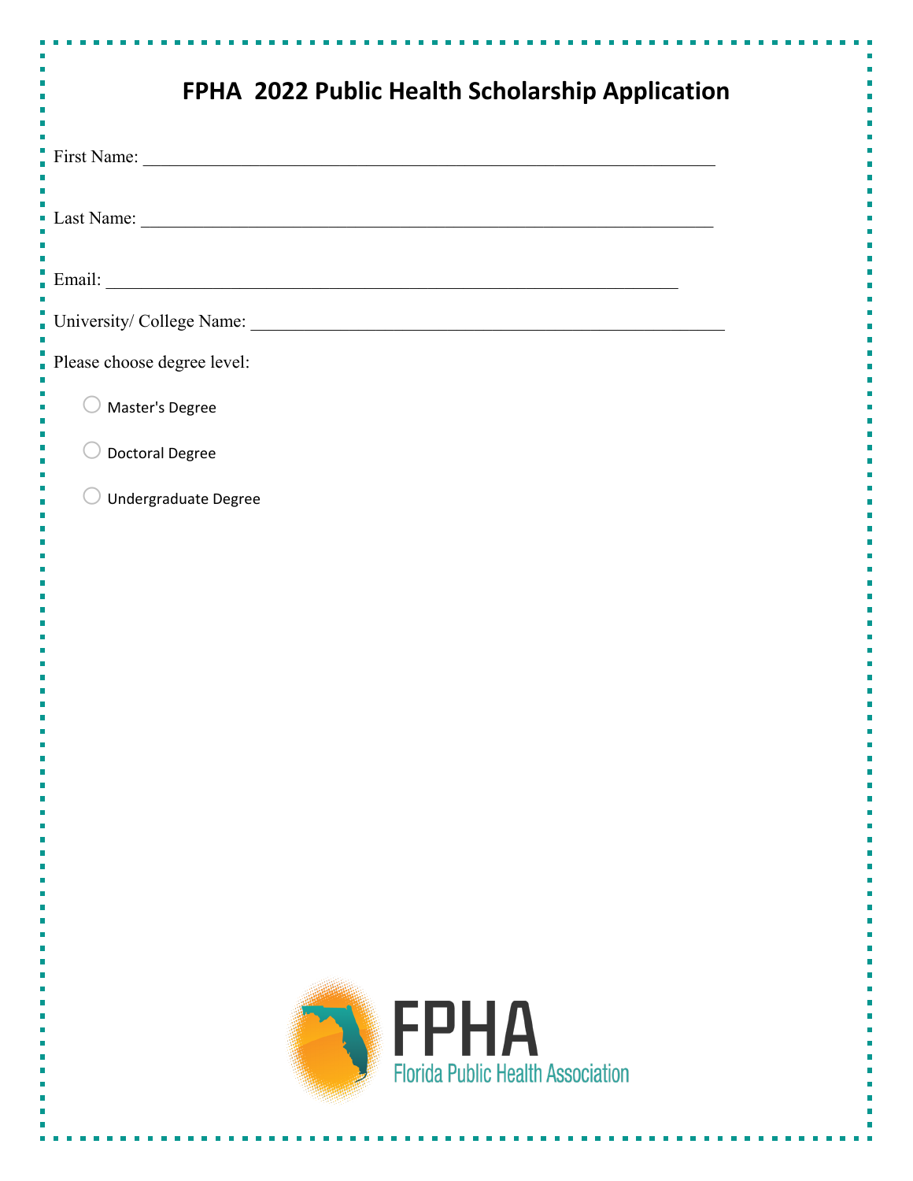# FPHA 2022 Public Health Scholarship Application

First Name: ___________________________________________________________

Last Name: ___________________________________________________________

Email: ___________________________________________________________

University/ College Name: ______________________________________________

Please choose degree level:

- ◯ Master's Degree
- ◯ Doctoral Degree
- ◯ Undergraduate Degree

FPHA

Florida Public Health Association